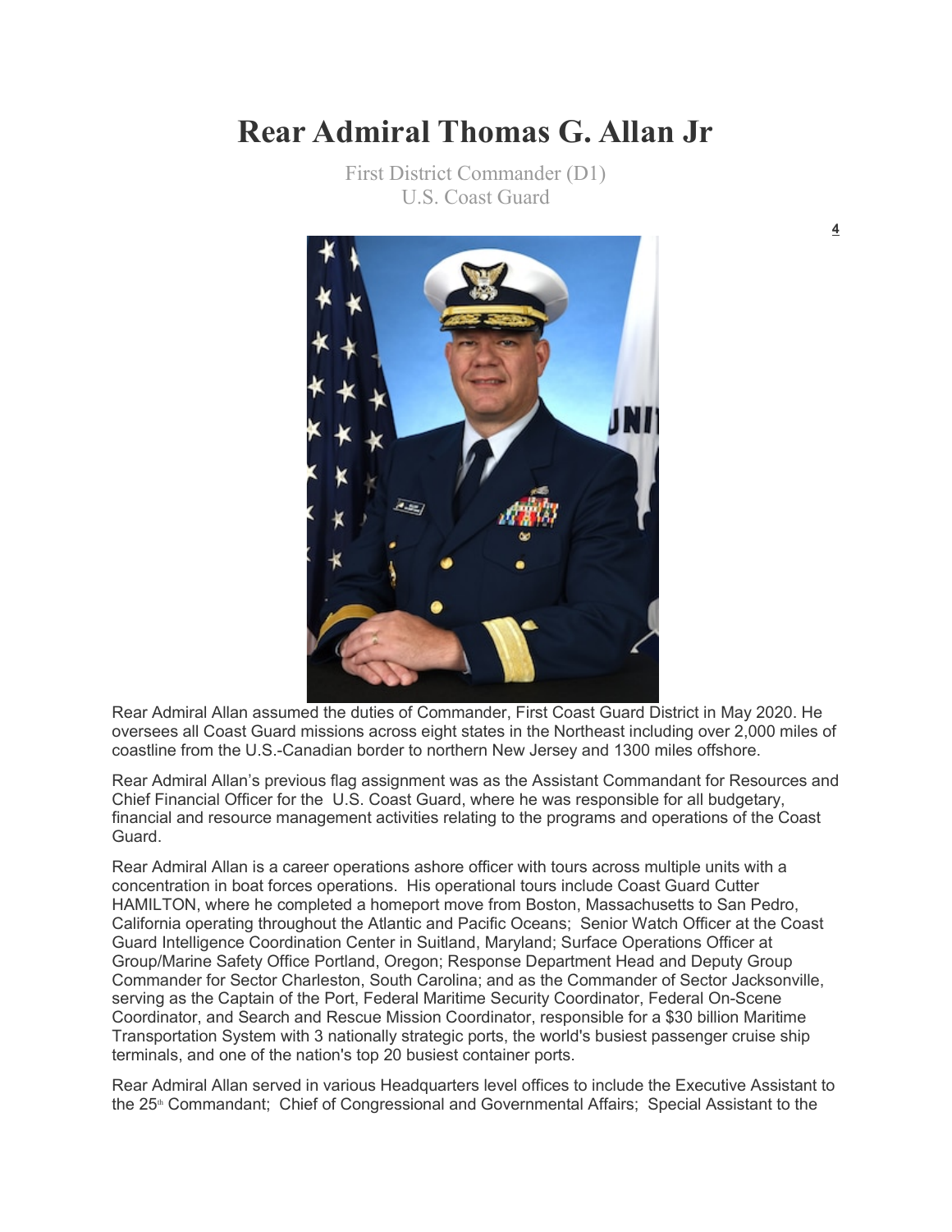# Rear Admiral Thomas G. Allan Jr

First District Commander (D1)
U.S. Coast Guard

Rear Admiral Allan assumed the duties of Commander, First Coast Guard District in May 2020. He oversees all Coast Guard missions across eight states in the Northeast including over 2,000 miles of coastline from the U.S.-Canadian border to northern New Jersey and 1300 miles offshore.

Rear Admiral Allan's previous flag assignment was as the Assistant Commandant for Resources and Chief Financial Officer for the U.S. Coast Guard, where he was responsible for all budgetary, financial and resource management activities relating to the programs and operations of the Coast Guard.

Rear Admiral Allan is a career operations ashore officer with tours across multiple units with a concentration in boat forces operations. His operational tours include Coast Guard Cutter HAMILTON, where he completed a homeport move from Boston, Massachusetts to San Pedro, California operating throughout the Atlantic and Pacific Oceans; Senior Watch Officer at the Coast Guard Intelligence Coordination Center in Suitland, Maryland; Surface Operations Officer at Group/Marine Safety Office Portland, Oregon; Response Department Head and Deputy Group Commander for Sector Charleston, South Carolina; and as the Commander of Sector Jacksonville, serving as the Captain of the Port, Federal Maritime Security Coordinator, Federal On-Scene Coordinator, and Search and Rescue Mission Coordinator, responsible for a $30 billion Maritime Transportation System with 3 nationally strategic ports, the world's busiest passenger cruise ship terminals, and one of the nation's top 20 busiest container ports.

Rear Admiral Allan served in various Headquarters level offices to include the Executive Assistant to the 25th Commandant; Chief of Congressional and Governmental Affairs; Special Assistant to the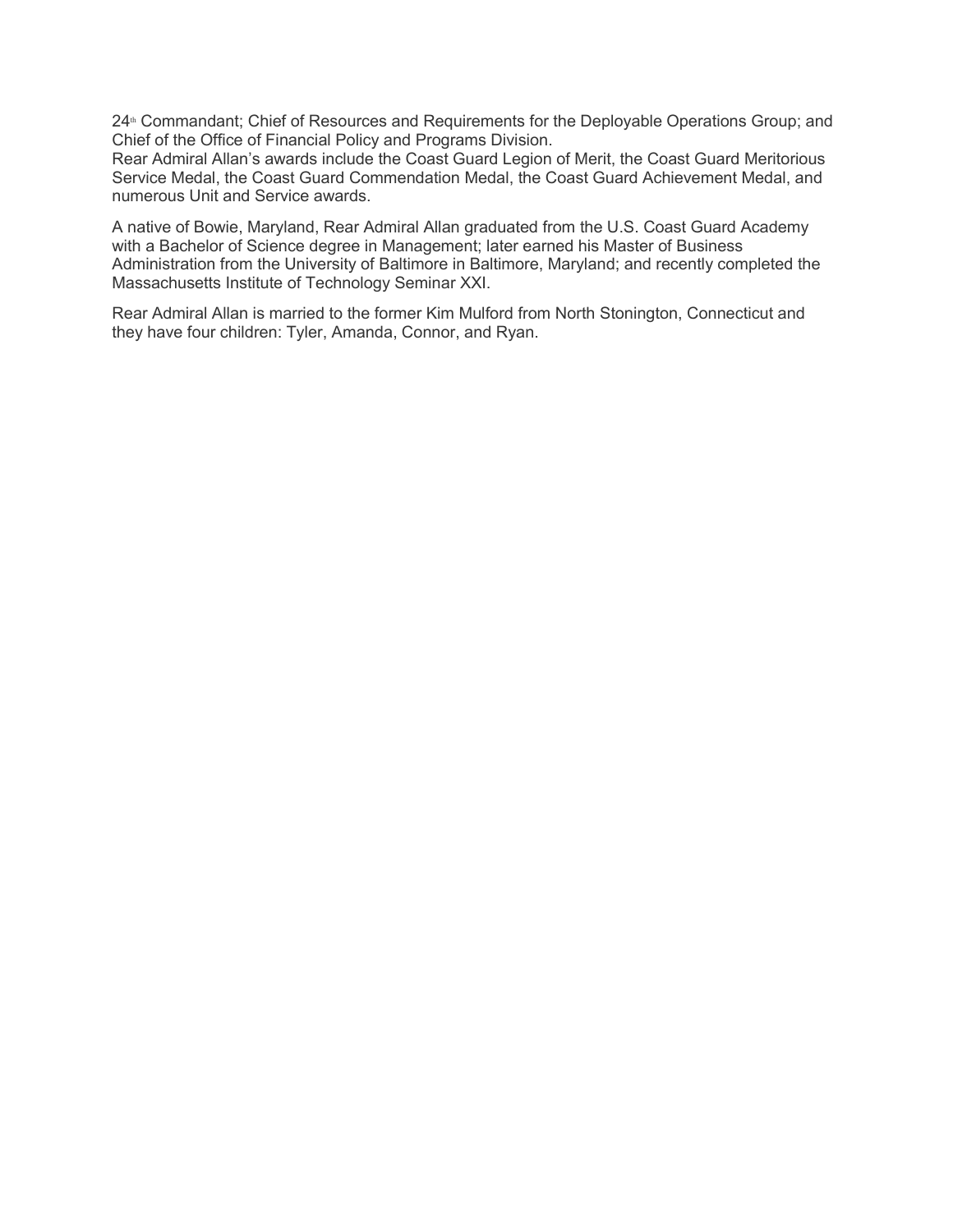24th Commandant; Chief of Resources and Requirements for the Deployable Operations Group; and Chief of the Office of Financial Policy and Programs Division.

Rear Admiral Allan's awards include the Coast Guard Legion of Merit, the Coast Guard Meritorious Service Medal, the Coast Guard Commendation Medal, the Coast Guard Achievement Medal, and numerous Unit and Service awards.

A native of Bowie, Maryland, Rear Admiral Allan graduated from the U.S. Coast Guard Academy with a Bachelor of Science degree in Management; later earned his Master of Business Administration from the University of Baltimore in Baltimore, Maryland; and recently completed the Massachusetts Institute of Technology Seminar XXI.

Rear Admiral Allan is married to the former Kim Mulford from North Stonington, Connecticut and they have four children: Tyler, Amanda, Connor, and Ryan.